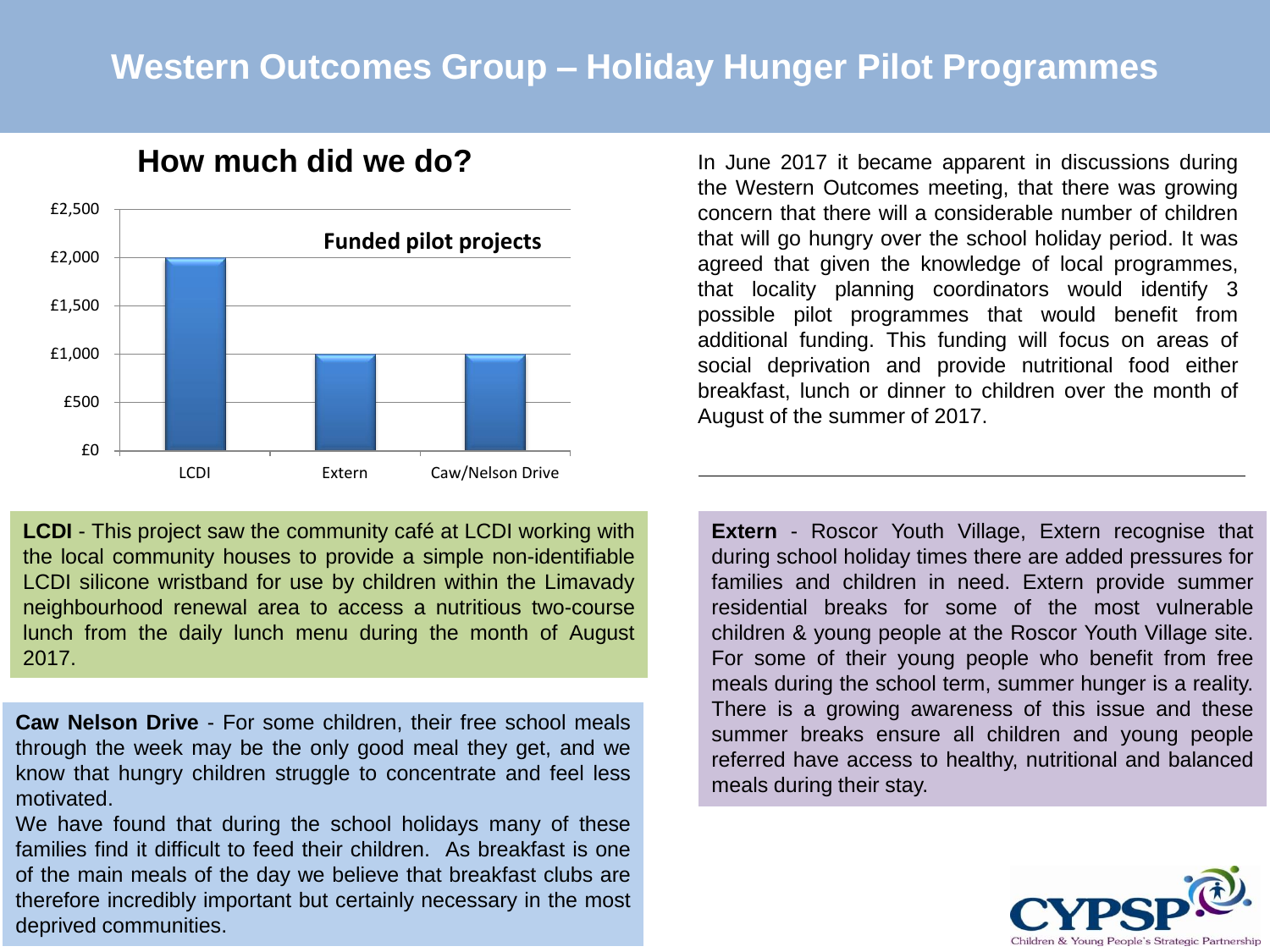# Western Outcomes Group – Holiday Hunger Pilot Programmes

## How much did we do?

**Funded pilot projects**

| Project | Funding |
|---|---|
| LCDI | £2,000 |
| Extern | £1,000 |
| Caw/Nelson Drive | £1,000 |

In June 2017 it became apparent in discussions during the Western Outcomes meeting, that there was growing concern that there will a considerable number of children that will go hungry over the school holiday period. It was agreed that given the knowledge of local programmes, that locality planning coordinators would identify 3 possible pilot programmes that would benefit from additional funding. This funding will focus on areas of social deprivation and provide nutritional food either breakfast, lunch or dinner to children over the month of August of the summer of 2017.

**LCDI** - This project saw the community café at LCDI working with the local community houses to provide a simple non-identifiable LCDI silicone wristband for use by children within the Limavady neighbourhood renewal area to access a nutritious two-course lunch from the daily lunch menu during the month of August 2017.

**Caw Nelson Drive** - For some children, their free school meals through the week may be the only good meal they get, and we know that hungry children struggle to concentrate and feel less motivated.

We have found that during the school holidays many of these families find it difficult to feed their children. As breakfast is one of the main meals of the day we believe that breakfast clubs are therefore incredibly important but certainly necessary in the most deprived communities.

**Extern** - Roscor Youth Village, Extern recognise that during school holiday times there are added pressures for families and children in need. Extern provide summer residential breaks for some of the most vulnerable children & young people at the Roscor Youth Village site. For some of their young people who benefit from free meals during the school term, summer hunger is a reality. There is a growing awareness of this issue and these summer breaks ensure all children and young people referred have access to healthy, nutritional and balanced meals during their stay.

CYPSP – Children & Young People's Strategic Partnership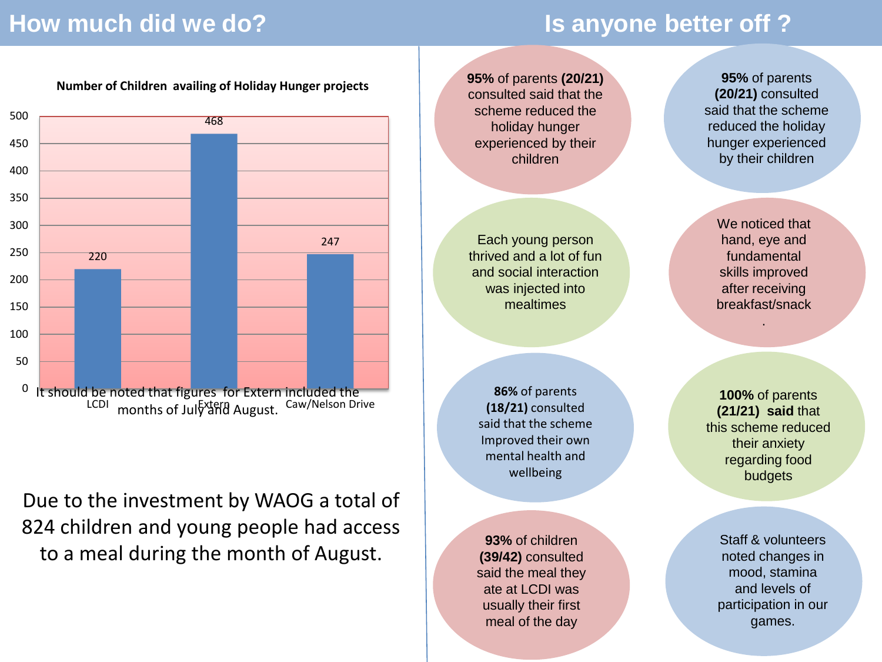## How much did we do?

**Number of Children availing of Holiday Hunger projects**

500
450
400
350
300
250
200
150
100
50
0

220
468
247

LCDI
Extern
Caw/Nelson Drive

It should be noted that figures for Extern included the months of July and August.

Due to the investment by WAOG a total of 824 children and young people had access to a meal during the month of August.

## Is anyone better off ?

**95%** of parents **(20/21)** consulted said that the scheme reduced the holiday hunger experienced by their children

**95%** of parents **(20/21)** consulted said that the scheme reduced the holiday hunger experienced by their children

Each young person thrived and a lot of fun and social interaction was injected into mealtimes

We noticed that hand, eye and fundamental skills improved after receiving breakfast/snack .

**86%** of parents **(18/21)** consulted said that the scheme Improved their own mental health and wellbeing

**100%** of parents **(21/21) said** that this scheme reduced their anxiety regarding food budgets

**93%** of children **(39/42)** consulted said the meal they ate at LCDI was usually their first meal of the day

Staff & volunteers noted changes in mood, stamina and levels of participation in our games.